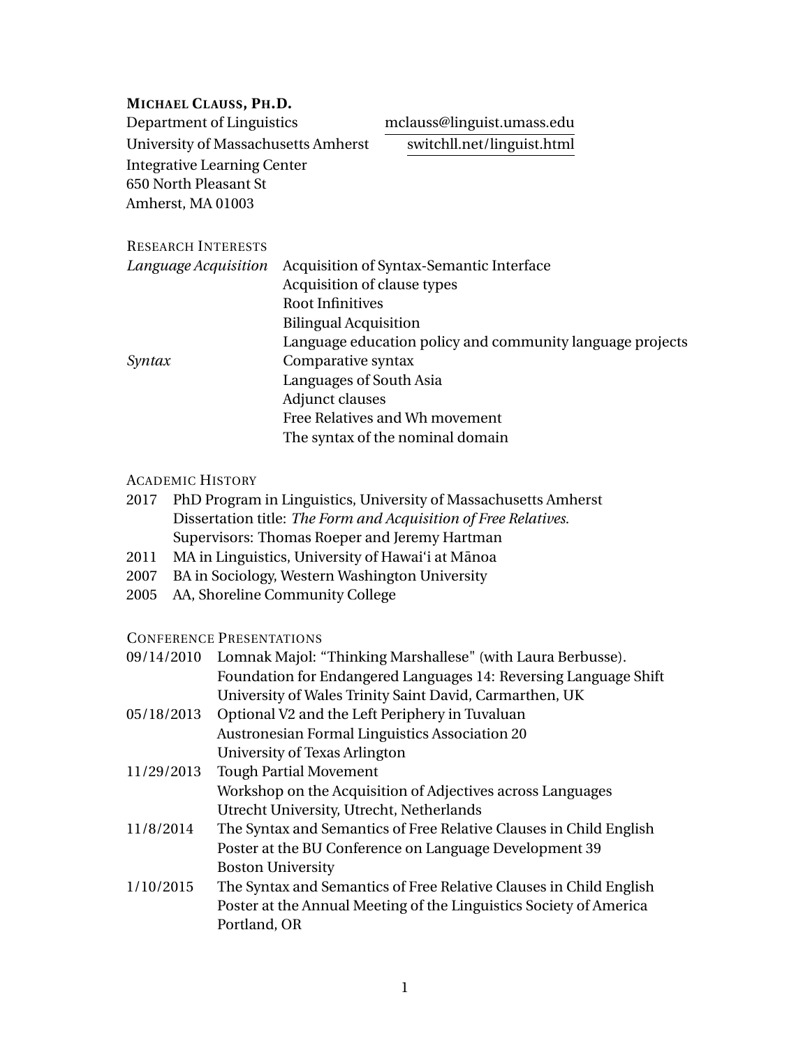# **MICHAEL CLAUSS, PH.D.**

Department of Linguistics
University of Massachusetts Amherst
Integrative Learning Center
650 North Pleasant St
Amherst, MA 01003

mclauss@linguist.umass.edu
switchll.net/linguist.html

## RESEARCH INTERESTS

*Language Acquisition*
- Acquisition of Syntax-Semantic Interface
- Acquisition of clause types
- Root Infinitives
- Bilingual Acquisition
- Language education policy and community language projects

*Syntax*
- Comparative syntax
- Languages of South Asia
- Adjunct clauses
- Free Relatives and Wh movement
- The syntax of the nominal domain

## ACADEMIC HISTORY

2017 PhD Program in Linguistics, University of Massachusetts Amherst
Dissertation title: *The Form and Acquisition of Free Relatives.*
Supervisors: Thomas Roeper and Jeremy Hartman

2011 MA in Linguistics, University of Hawai'i at Mānoa

2007 BA in Sociology, Western Washington University

2005 AA, Shoreline Community College

## CONFERENCE PRESENTATIONS

09/14/2010 Lomnak Majol: "Thinking Marshallese" (with Laura Berbusse).
Foundation for Endangered Languages 14: Reversing Language Shift
University of Wales Trinity Saint David, Carmarthen, UK

05/18/2013 Optional V2 and the Left Periphery in Tuvaluan
Austronesian Formal Linguistics Association 20
University of Texas Arlington

11/29/2013 Tough Partial Movement
Workshop on the Acquisition of Adjectives across Languages
Utrecht University, Utrecht, Netherlands

11/8/2014 The Syntax and Semantics of Free Relative Clauses in Child English
Poster at the BU Conference on Language Development 39
Boston University

1/10/2015 The Syntax and Semantics of Free Relative Clauses in Child English
Poster at the Annual Meeting of the Linguistics Society of America
Portland, OR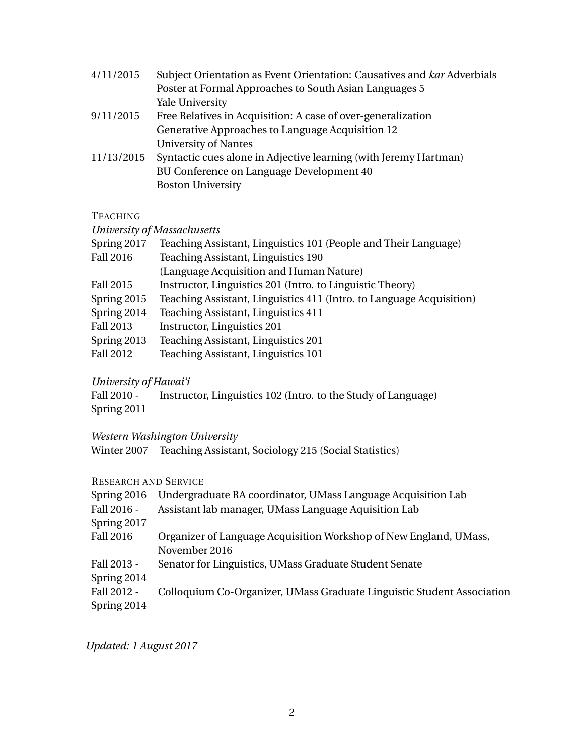| | |
|---|---|
| 4/11/2015 | Subject Orientation as Event Orientation: Causatives and *kar* Adverbials<br>Poster at Formal Approaches to South Asian Languages 5<br>Yale University |
| 9/11/2015 | Free Relatives in Acquisition: A case of over-generalization<br>Generative Approaches to Language Acquisition 12<br>University of Nantes |
| 11/13/2015 | Syntactic cues alone in Adjective learning (with Jeremy Hartman)<br>BU Conference on Language Development 40<br>Boston University |

## Teaching

*University of Massachusetts*

| | |
|---|---|
| Spring 2017 | Teaching Assistant, Linguistics 101 (People and Their Language) |
| Fall 2016 | Teaching Assistant, Linguistics 190<br>(Language Acquisition and Human Nature) |
| Fall 2015 | Instructor, Linguistics 201 (Intro. to Linguistic Theory) |
| Spring 2015 | Teaching Assistant, Linguistics 411 (Intro. to Language Acquisition) |
| Spring 2014 | Teaching Assistant, Linguistics 411 |
| Fall 2013 | Instructor, Linguistics 201 |
| Spring 2013 | Teaching Assistant, Linguistics 201 |
| Fall 2012 | Teaching Assistant, Linguistics 101 |

*University of Hawai'i*

| | |
|---|---|
| Fall 2010 - Spring 2011 | Instructor, Linguistics 102 (Intro. to the Study of Language) |

*Western Washington University*

| | |
|---|---|
| Winter 2007 | Teaching Assistant, Sociology 215 (Social Statistics) |

## Research and Service

| | |
|---|---|
| Spring 2016 | Undergraduate RA coordinator, UMass Language Acquisition Lab |
| Fall 2016 - Spring 2017 | Assistant lab manager, UMass Language Aquisition Lab |
| Fall 2016 | Organizer of Language Acquisition Workshop of New England, UMass, November 2016 |
| Fall 2013 - Spring 2014 | Senator for Linguistics, UMass Graduate Student Senate |
| Fall 2012 - Spring 2014 | Colloquium Co-Organizer, UMass Graduate Linguistic Student Association |

*Updated: 1 August 2017*